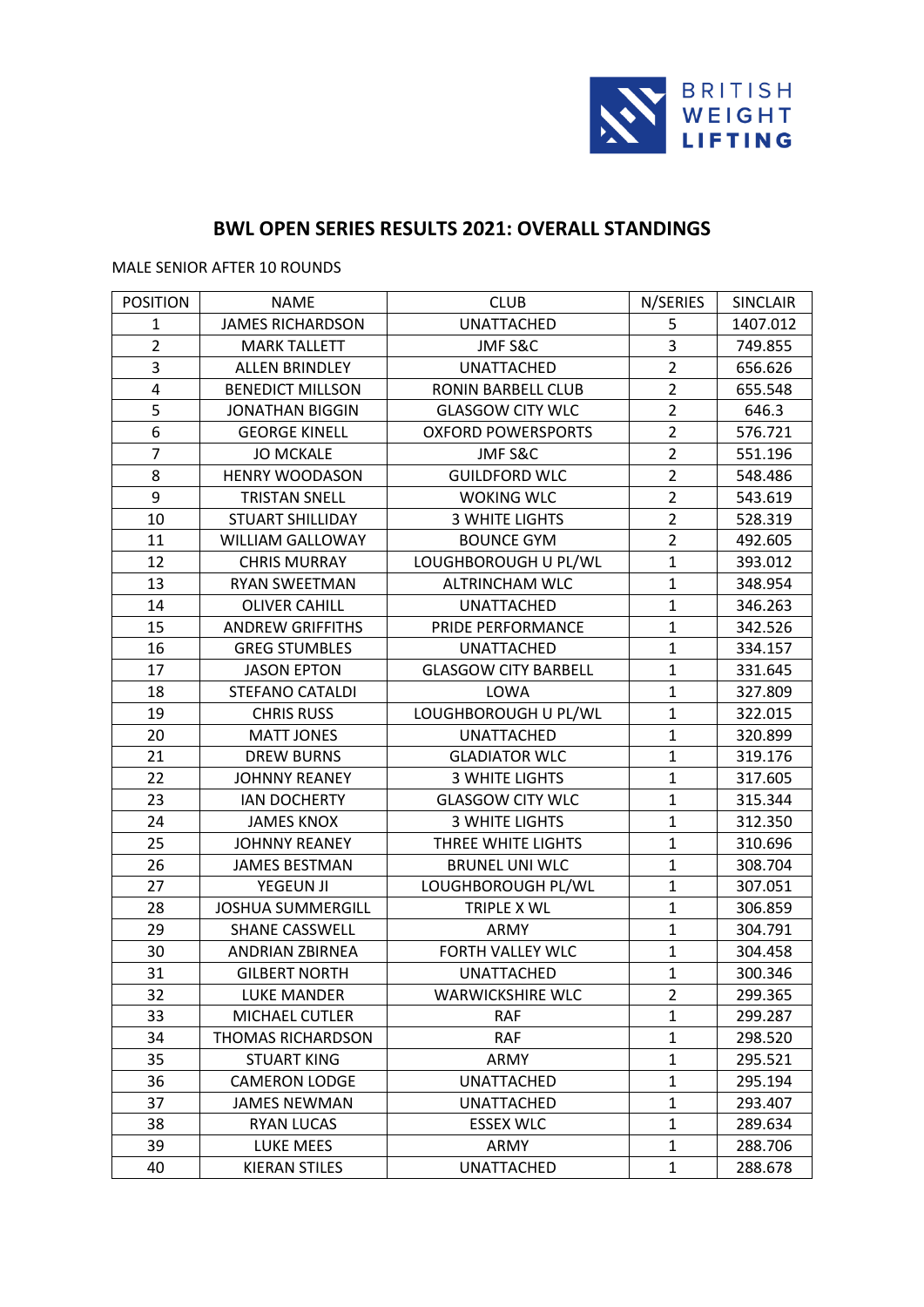BRITISH WEIGHT LIFTING

# BWL OPEN SERIES RESULTS 2021: OVERALL STANDINGS

MALE SENIOR AFTER 10 ROUNDS

| POSITION | NAME | CLUB | N/SERIES | SINCLAIR |
|---|---|---|---|---|
| 1 | JAMES RICHARDSON | UNATTACHED | 5 | 1407.012 |
| 2 | MARK TALLETT | JMF S&C | 3 | 749.855 |
| 3 | ALLEN BRINDLEY | UNATTACHED | 2 | 656.626 |
| 4 | BENEDICT MILLSON | RONIN BARBELL CLUB | 2 | 655.548 |
| 5 | JONATHAN BIGGIN | GLASGOW CITY WLC | 2 | 646.3 |
| 6 | GEORGE KINELL | OXFORD POWERSPORTS | 2 | 576.721 |
| 7 | JO MCKALE | JMF S&C | 2 | 551.196 |
| 8 | HENRY WOODASON | GUILDFORD WLC | 2 | 548.486 |
| 9 | TRISTAN SNELL | WOKING WLC | 2 | 543.619 |
| 10 | STUART SHILLIDAY | 3 WHITE LIGHTS | 2 | 528.319 |
| 11 | WILLIAM GALLOWAY | BOUNCE GYM | 2 | 492.605 |
| 12 | CHRIS MURRAY | LOUGHBOROUGH U PL/WL | 1 | 393.012 |
| 13 | RYAN SWEETMAN | ALTRINCHAM WLC | 1 | 348.954 |
| 14 | OLIVER CAHILL | UNATTACHED | 1 | 346.263 |
| 15 | ANDREW GRIFFITHS | PRIDE PERFORMANCE | 1 | 342.526 |
| 16 | GREG STUMBLES | UNATTACHED | 1 | 334.157 |
| 17 | JASON EPTON | GLASGOW CITY BARBELL | 1 | 331.645 |
| 18 | STEFANO CATALDI | LOWA | 1 | 327.809 |
| 19 | CHRIS RUSS | LOUGHBOROUGH U PL/WL | 1 | 322.015 |
| 20 | MATT JONES | UNATTACHED | 1 | 320.899 |
| 21 | DREW BURNS | GLADIATOR WLC | 1 | 319.176 |
| 22 | JOHNNY REANEY | 3 WHITE LIGHTS | 1 | 317.605 |
| 23 | IAN DOCHERTY | GLASGOW CITY WLC | 1 | 315.344 |
| 24 | JAMES KNOX | 3 WHITE LIGHTS | 1 | 312.350 |
| 25 | JOHNNY REANEY | THREE WHITE LIGHTS | 1 | 310.696 |
| 26 | JAMES BESTMAN | BRUNEL UNI WLC | 1 | 308.704 |
| 27 | YEGEUN JI | LOUGHBOROUGH PL/WL | 1 | 307.051 |
| 28 | JOSHUA SUMMERGILL | TRIPLE X WL | 1 | 306.859 |
| 29 | SHANE CASSWELL | ARMY | 1 | 304.791 |
| 30 | ANDRIAN ZBIRNEA | FORTH VALLEY WLC | 1 | 304.458 |
| 31 | GILBERT NORTH | UNATTACHED | 1 | 300.346 |
| 32 | LUKE MANDER | WARWICKSHIRE WLC | 2 | 299.365 |
| 33 | MICHAEL CUTLER | RAF | 1 | 299.287 |
| 34 | THOMAS RICHARDSON | RAF | 1 | 298.520 |
| 35 | STUART KING | ARMY | 1 | 295.521 |
| 36 | CAMERON LODGE | UNATTACHED | 1 | 295.194 |
| 37 | JAMES NEWMAN | UNATTACHED | 1 | 293.407 |
| 38 | RYAN LUCAS | ESSEX WLC | 1 | 289.634 |
| 39 | LUKE MEES | ARMY | 1 | 288.706 |
| 40 | KIERAN STILES | UNATTACHED | 1 | 288.678 |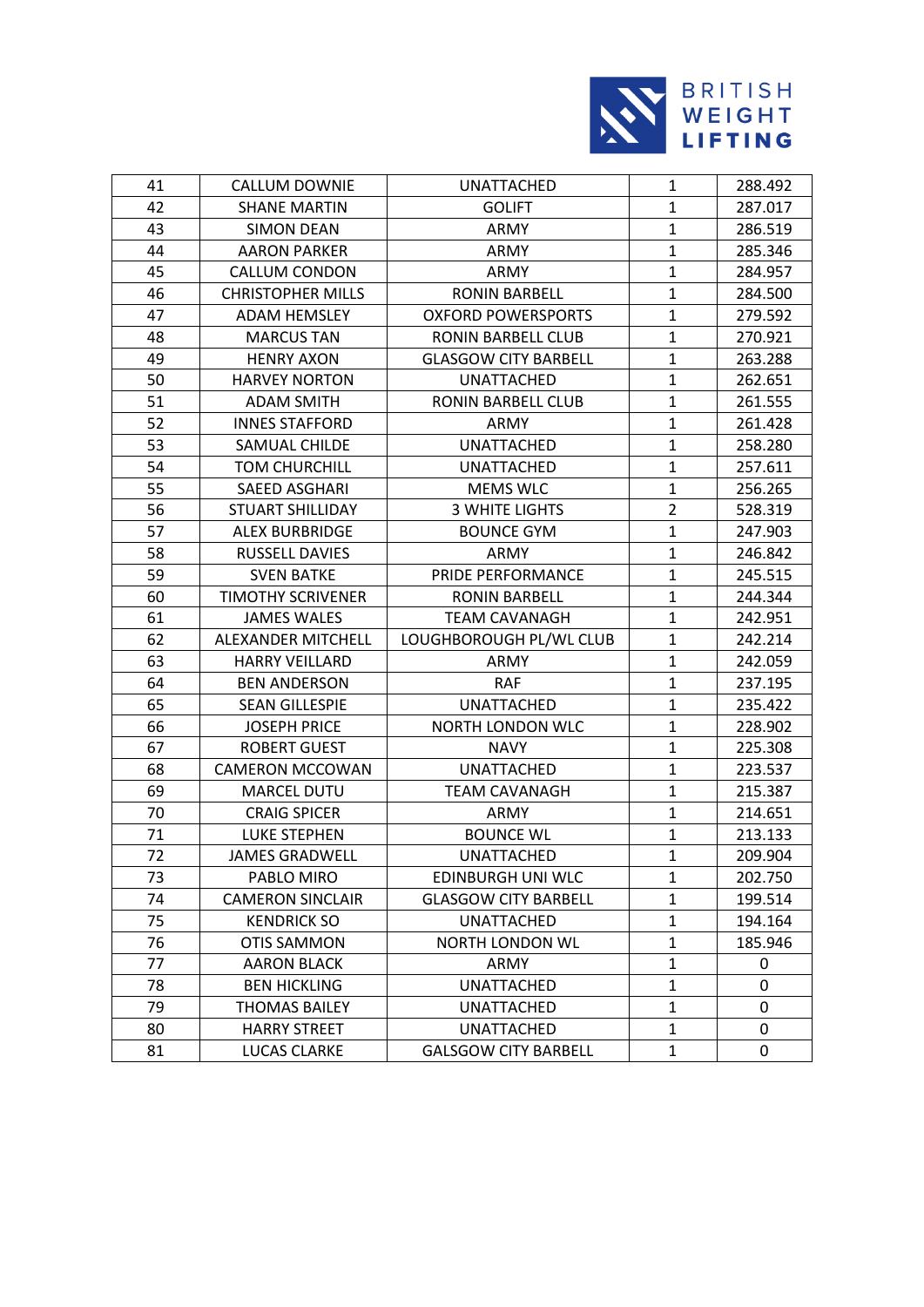| 41 | CALLUM DOWNIE | UNATTACHED | 1 | 288.492 |
|---|---|---|---|---|
| 42 | SHANE MARTIN | GOLIFT | 1 | 287.017 |
| 43 | SIMON DEAN | ARMY | 1 | 286.519 |
| 44 | AARON PARKER | ARMY | 1 | 285.346 |
| 45 | CALLUM CONDON | ARMY | 1 | 284.957 |
| 46 | CHRISTOPHER MILLS | RONIN BARBELL | 1 | 284.500 |
| 47 | ADAM HEMSLEY | OXFORD POWERSPORTS | 1 | 279.592 |
| 48 | MARCUS TAN | RONIN BARBELL CLUB | 1 | 270.921 |
| 49 | HENRY AXON | GLASGOW CITY BARBELL | 1 | 263.288 |
| 50 | HARVEY NORTON | UNATTACHED | 1 | 262.651 |
| 51 | ADAM SMITH | RONIN BARBELL CLUB | 1 | 261.555 |
| 52 | INNES STAFFORD | ARMY | 1 | 261.428 |
| 53 | SAMUAL CHILDE | UNATTACHED | 1 | 258.280 |
| 54 | TOM CHURCHILL | UNATTACHED | 1 | 257.611 |
| 55 | SAEED ASGHARI | MEMS WLC | 1 | 256.265 |
| 56 | STUART SHILLIDAY | 3 WHITE LIGHTS | 2 | 528.319 |
| 57 | ALEX BURBRIDGE | BOUNCE GYM | 1 | 247.903 |
| 58 | RUSSELL DAVIES | ARMY | 1 | 246.842 |
| 59 | SVEN BATKE | PRIDE PERFORMANCE | 1 | 245.515 |
| 60 | TIMOTHY SCRIVENER | RONIN BARBELL | 1 | 244.344 |
| 61 | JAMES WALES | TEAM CAVANAGH | 1 | 242.951 |
| 62 | ALEXANDER MITCHELL | LOUGHBOROUGH PL/WL CLUB | 1 | 242.214 |
| 63 | HARRY VEILLARD | ARMY | 1 | 242.059 |
| 64 | BEN ANDERSON | RAF | 1 | 237.195 |
| 65 | SEAN GILLESPIE | UNATTACHED | 1 | 235.422 |
| 66 | JOSEPH PRICE | NORTH LONDON WLC | 1 | 228.902 |
| 67 | ROBERT GUEST | NAVY | 1 | 225.308 |
| 68 | CAMERON MCCOWAN | UNATTACHED | 1 | 223.537 |
| 69 | MARCEL DUTU | TEAM CAVANAGH | 1 | 215.387 |
| 70 | CRAIG SPICER | ARMY | 1 | 214.651 |
| 71 | LUKE STEPHEN | BOUNCE WL | 1 | 213.133 |
| 72 | JAMES GRADWELL | UNATTACHED | 1 | 209.904 |
| 73 | PABLO MIRO | EDINBURGH UNI WLC | 1 | 202.750 |
| 74 | CAMERON SINCLAIR | GLASGOW CITY BARBELL | 1 | 199.514 |
| 75 | KENDRICK SO | UNATTACHED | 1 | 194.164 |
| 76 | OTIS SAMMON | NORTH LONDON WL | 1 | 185.946 |
| 77 | AARON BLACK | ARMY | 1 | 0 |
| 78 | BEN HICKLING | UNATTACHED | 1 | 0 |
| 79 | THOMAS BAILEY | UNATTACHED | 1 | 0 |
| 80 | HARRY STREET | UNATTACHED | 1 | 0 |
| 81 | LUCAS CLARKE | GALSGOW CITY BARBELL | 1 | 0 |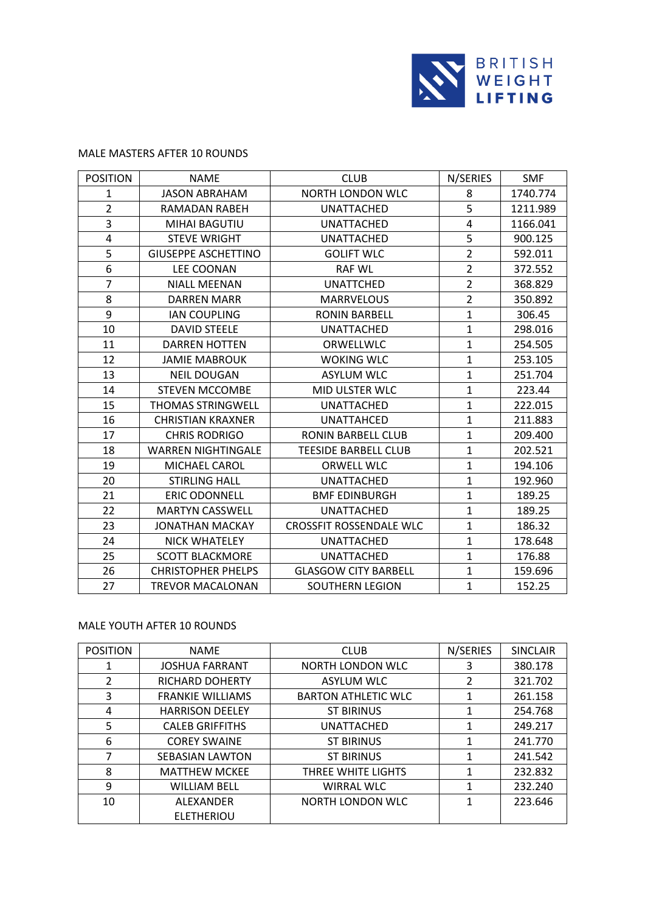MALE MASTERS AFTER 10 ROUNDS

| POSITION | NAME | CLUB | N/SERIES | SMF |
|---|---|---|---|---|
| 1 | JASON ABRAHAM | NORTH LONDON WLC | 8 | 1740.774 |
| 2 | RAMADAN RABEH | UNATTACHED | 5 | 1211.989 |
| 3 | MIHAI BAGUTIU | UNATTACHED | 4 | 1166.041 |
| 4 | STEVE WRIGHT | UNATTACHED | 5 | 900.125 |
| 5 | GIUSEPPE ASCHETTINO | GOLIFT WLC | 2 | 592.011 |
| 6 | LEE COONAN | RAF WL | 2 | 372.552 |
| 7 | NIALL MEENAN | UNATTCHED | 2 | 368.829 |
| 8 | DARREN MARR | MARRVELOUS | 2 | 350.892 |
| 9 | IAN COUPLING | RONIN BARBELL | 1 | 306.45 |
| 10 | DAVID STEELE | UNATTACHED | 1 | 298.016 |
| 11 | DARREN HOTTEN | ORWELLWLC | 1 | 254.505 |
| 12 | JAMIE MABROUK | WOKING WLC | 1 | 253.105 |
| 13 | NEIL DOUGAN | ASYLUM WLC | 1 | 251.704 |
| 14 | STEVEN MCCOMBE | MID ULSTER WLC | 1 | 223.44 |
| 15 | THOMAS STRINGWELL | UNATTACHED | 1 | 222.015 |
| 16 | CHRISTIAN KRAXNER | UNATTAHCED | 1 | 211.883 |
| 17 | CHRIS RODRIGO | RONIN BARBELL CLUB | 1 | 209.400 |
| 18 | WARREN NIGHTINGALE | TEESIDE BARBELL CLUB | 1 | 202.521 |
| 19 | MICHAEL CAROL | ORWELL WLC | 1 | 194.106 |
| 20 | STIRLING HALL | UNATTACHED | 1 | 192.960 |
| 21 | ERIC ODONNELL | BMF EDINBURGH | 1 | 189.25 |
| 22 | MARTYN CASSWELL | UNATTACHED | 1 | 189.25 |
| 23 | JONATHAN MACKAY | CROSSFIT ROSSENDALE WLC | 1 | 186.32 |
| 24 | NICK WHATELEY | UNATTACHED | 1 | 178.648 |
| 25 | SCOTT BLACKMORE | UNATTACHED | 1 | 176.88 |
| 26 | CHRISTOPHER PHELPS | GLASGOW CITY BARBELL | 1 | 159.696 |
| 27 | TREVOR MACALONAN | SOUTHERN LEGION | 1 | 152.25 |

MALE YOUTH AFTER 10 ROUNDS

| POSITION | NAME | CLUB | N/SERIES | SINCLAIR |
|---|---|---|---|---|
| 1 | JOSHUA FARRANT | NORTH LONDON WLC | 3 | 380.178 |
| 2 | RICHARD DOHERTY | ASYLUM WLC | 2 | 321.702 |
| 3 | FRANKIE WILLIAMS | BARTON ATHLETIC WLC | 1 | 261.158 |
| 4 | HARRISON DEELEY | ST BIRINUS | 1 | 254.768 |
| 5 | CALEB GRIFFITHS | UNATTACHED | 1 | 249.217 |
| 6 | COREY SWAINE | ST BIRINUS | 1 | 241.770 |
| 7 | SEBASIAN LAWTON | ST BIRINUS | 1 | 241.542 |
| 8 | MATTHEW MCKEE | THREE WHITE LIGHTS | 1 | 232.832 |
| 9 | WILLIAM BELL | WIRRAL WLC | 1 | 232.240 |
| 10 | ALEXANDER ELETHERIOU | NORTH LONDON WLC | 1 | 223.646 |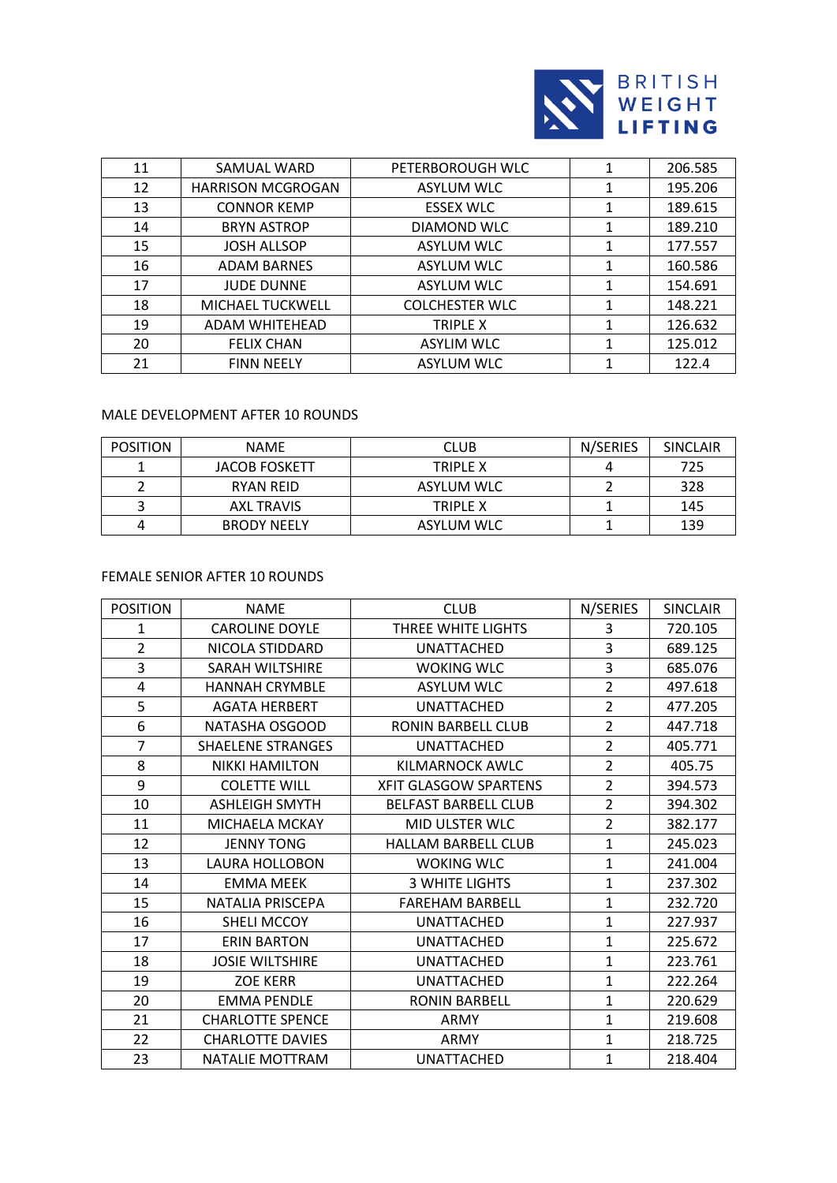| 11 | SAMUAL WARD | PETERBOROUGH WLC | 1 | 206.585 |
|---|---|---|---|---|
| 12 | HARRISON MCGROGAN | ASYLUM WLC | 1 | 195.206 |
| 13 | CONNOR KEMP | ESSEX WLC | 1 | 189.615 |
| 14 | BRYN ASTROP | DIAMOND WLC | 1 | 189.210 |
| 15 | JOSH ALLSOP | ASYLUM WLC | 1 | 177.557 |
| 16 | ADAM BARNES | ASYLUM WLC | 1 | 160.586 |
| 17 | JUDE DUNNE | ASYLUM WLC | 1 | 154.691 |
| 18 | MICHAEL TUCKWELL | COLCHESTER WLC | 1 | 148.221 |
| 19 | ADAM WHITEHEAD | TRIPLE X | 1 | 126.632 |
| 20 | FELIX CHAN | ASYLIM WLC | 1 | 125.012 |
| 21 | FINN NEELY | ASYLUM WLC | 1 | 122.4 |

MALE DEVELOPMENT AFTER 10 ROUNDS

| POSITION | NAME | CLUB | N/SERIES | SINCLAIR |
|---|---|---|---|---|
| 1 | JACOB FOSKETT | TRIPLE X | 4 | 725 |
| 2 | RYAN REID | ASYLUM WLC | 2 | 328 |
| 3 | AXL TRAVIS | TRIPLE X | 1 | 145 |
| 4 | BRODY NEELY | ASYLUM WLC | 1 | 139 |

FEMALE SENIOR AFTER 10 ROUNDS

| POSITION | NAME | CLUB | N/SERIES | SINCLAIR |
|---|---|---|---|---|
| 1 | CAROLINE DOYLE | THREE WHITE LIGHTS | 3 | 720.105 |
| 2 | NICOLA STIDDARD | UNATTACHED | 3 | 689.125 |
| 3 | SARAH WILTSHIRE | WOKING WLC | 3 | 685.076 |
| 4 | HANNAH CRYMBLE | ASYLUM WLC | 2 | 497.618 |
| 5 | AGATA HERBERT | UNATTACHED | 2 | 477.205 |
| 6 | NATASHA OSGOOD | RONIN BARBELL CLUB | 2 | 447.718 |
| 7 | SHAELENE STRANGES | UNATTACHED | 2 | 405.771 |
| 8 | NIKKI HAMILTON | KILMARNOCK AWLC | 2 | 405.75 |
| 9 | COLETTE WILL | XFIT GLASGOW SPARTENS | 2 | 394.573 |
| 10 | ASHLEIGH SMYTH | BELFAST BARBELL CLUB | 2 | 394.302 |
| 11 | MICHAELA MCKAY | MID ULSTER WLC | 2 | 382.177 |
| 12 | JENNY TONG | HALLAM BARBELL CLUB | 1 | 245.023 |
| 13 | LAURA HOLLOBON | WOKING WLC | 1 | 241.004 |
| 14 | EMMA MEEK | 3 WHITE LIGHTS | 1 | 237.302 |
| 15 | NATALIA PRISCEPA | FAREHAM BARBELL | 1 | 232.720 |
| 16 | SHELI MCCOY | UNATTACHED | 1 | 227.937 |
| 17 | ERIN BARTON | UNATTACHED | 1 | 225.672 |
| 18 | JOSIE WILTSHIRE | UNATTACHED | 1 | 223.761 |
| 19 | ZOE KERR | UNATTACHED | 1 | 222.264 |
| 20 | EMMA PENDLE | RONIN BARBELL | 1 | 220.629 |
| 21 | CHARLOTTE SPENCE | ARMY | 1 | 219.608 |
| 22 | CHARLOTTE DAVIES | ARMY | 1 | 218.725 |
| 23 | NATALIE MOTTRAM | UNATTACHED | 1 | 218.404 |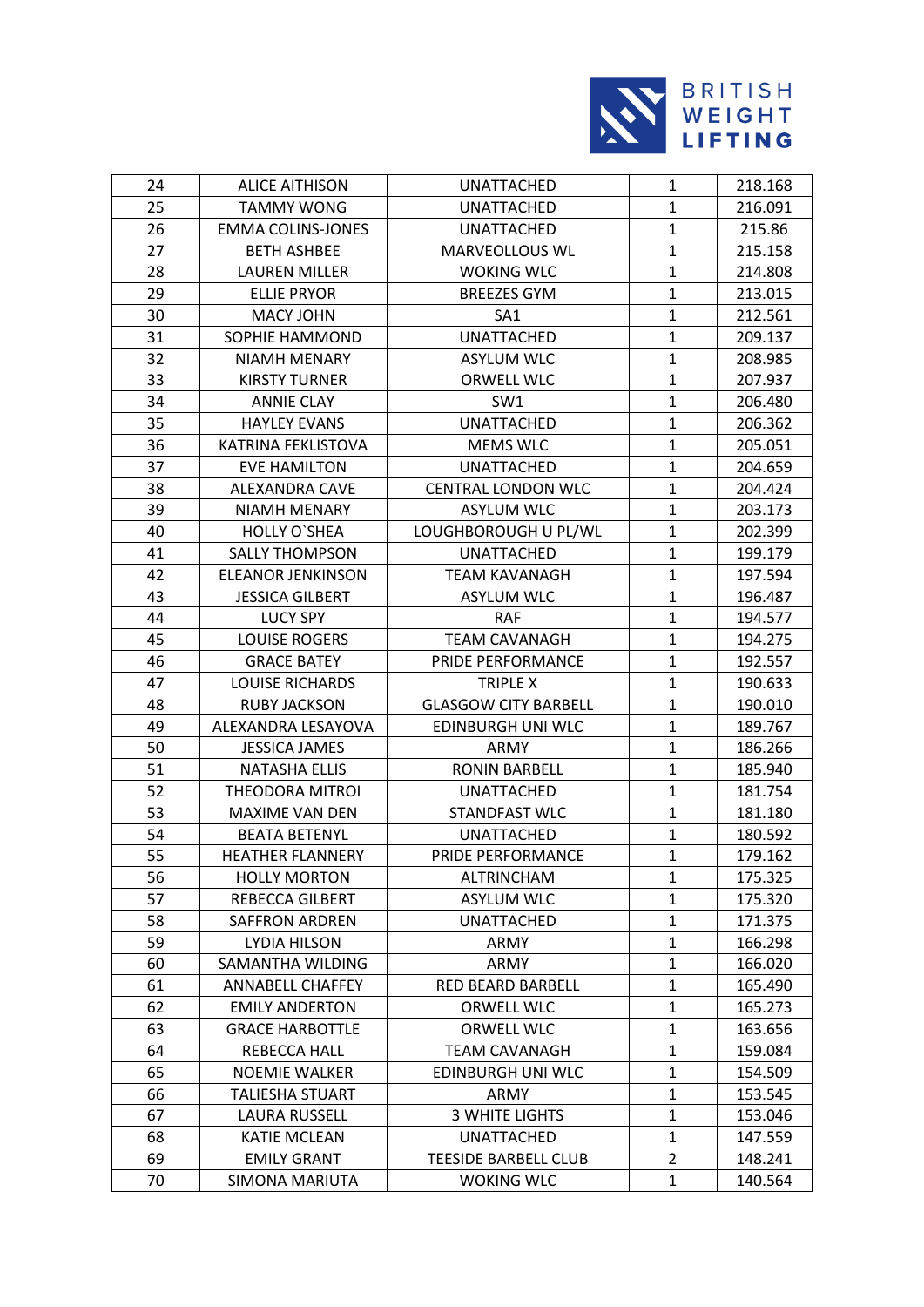| | | | | |
|---|---|---|---|---|
| 24 | ALICE AITHISON | UNATTACHED | 1 | 218.168 |
| 25 | TAMMY WONG | UNATTACHED | 1 | 216.091 |
| 26 | EMMA COLINS-JONES | UNATTACHED | 1 | 215.86 |
| 27 | BETH ASHBEE | MARVEOLLOUS WL | 1 | 215.158 |
| 28 | LAUREN MILLER | WOKING WLC | 1 | 214.808 |
| 29 | ELLIE PRYOR | BREEZES GYM | 1 | 213.015 |
| 30 | MACY JOHN | SA1 | 1 | 212.561 |
| 31 | SOPHIE HAMMOND | UNATTACHED | 1 | 209.137 |
| 32 | NIAMH MENARY | ASYLUM WLC | 1 | 208.985 |
| 33 | KIRSTY TURNER | ORWELL WLC | 1 | 207.937 |
| 34 | ANNIE CLAY | SW1 | 1 | 206.480 |
| 35 | HAYLEY EVANS | UNATTACHED | 1 | 206.362 |
| 36 | KATRINA FEKLISTOVA | MEMS WLC | 1 | 205.051 |
| 37 | EVE HAMILTON | UNATTACHED | 1 | 204.659 |
| 38 | ALEXANDRA CAVE | CENTRAL LONDON WLC | 1 | 204.424 |
| 39 | NIAMH MENARY | ASYLUM WLC | 1 | 203.173 |
| 40 | HOLLY O`SHEA | LOUGHBOROUGH U PL/WL | 1 | 202.399 |
| 41 | SALLY THOMPSON | UNATTACHED | 1 | 199.179 |
| 42 | ELEANOR JENKINSON | TEAM KAVANAGH | 1 | 197.594 |
| 43 | JESSICA GILBERT | ASYLUM WLC | 1 | 196.487 |
| 44 | LUCY SPY | RAF | 1 | 194.577 |
| 45 | LOUISE ROGERS | TEAM CAVANAGH | 1 | 194.275 |
| 46 | GRACE BATEY | PRIDE PERFORMANCE | 1 | 192.557 |
| 47 | LOUISE RICHARDS | TRIPLE X | 1 | 190.633 |
| 48 | RUBY JACKSON | GLASGOW CITY BARBELL | 1 | 190.010 |
| 49 | ALEXANDRA LESAYOVA | EDINBURGH UNI WLC | 1 | 189.767 |
| 50 | JESSICA JAMES | ARMY | 1 | 186.266 |
| 51 | NATASHA ELLIS | RONIN BARBELL | 1 | 185.940 |
| 52 | THEODORA MITROI | UNATTACHED | 1 | 181.754 |
| 53 | MAXIME VAN DEN | STANDFAST WLC | 1 | 181.180 |
| 54 | BEATA BETENYL | UNATTACHED | 1 | 180.592 |
| 55 | HEATHER FLANNERY | PRIDE PERFORMANCE | 1 | 179.162 |
| 56 | HOLLY MORTON | ALTRINCHAM | 1 | 175.325 |
| 57 | REBECCA GILBERT | ASYLUM WLC | 1 | 175.320 |
| 58 | SAFFRON ARDREN | UNATTACHED | 1 | 171.375 |
| 59 | LYDIA HILSON | ARMY | 1 | 166.298 |
| 60 | SAMANTHA WILDING | ARMY | 1 | 166.020 |
| 61 | ANNABELL CHAFFEY | RED BEARD BARBELL | 1 | 165.490 |
| 62 | EMILY ANDERTON | ORWELL WLC | 1 | 165.273 |
| 63 | GRACE HARBOTTLE | ORWELL WLC | 1 | 163.656 |
| 64 | REBECCA HALL | TEAM CAVANAGH | 1 | 159.084 |
| 65 | NOEMIE WALKER | EDINBURGH UNI WLC | 1 | 154.509 |
| 66 | TALIESHA STUART | ARMY | 1 | 153.545 |
| 67 | LAURA RUSSELL | 3 WHITE LIGHTS | 1 | 153.046 |
| 68 | KATIE MCLEAN | UNATTACHED | 1 | 147.559 |
| 69 | EMILY GRANT | TEESIDE BARBELL CLUB | 2 | 148.241 |
| 70 | SIMONA MARIUTA | WOKING WLC | 1 | 140.564 |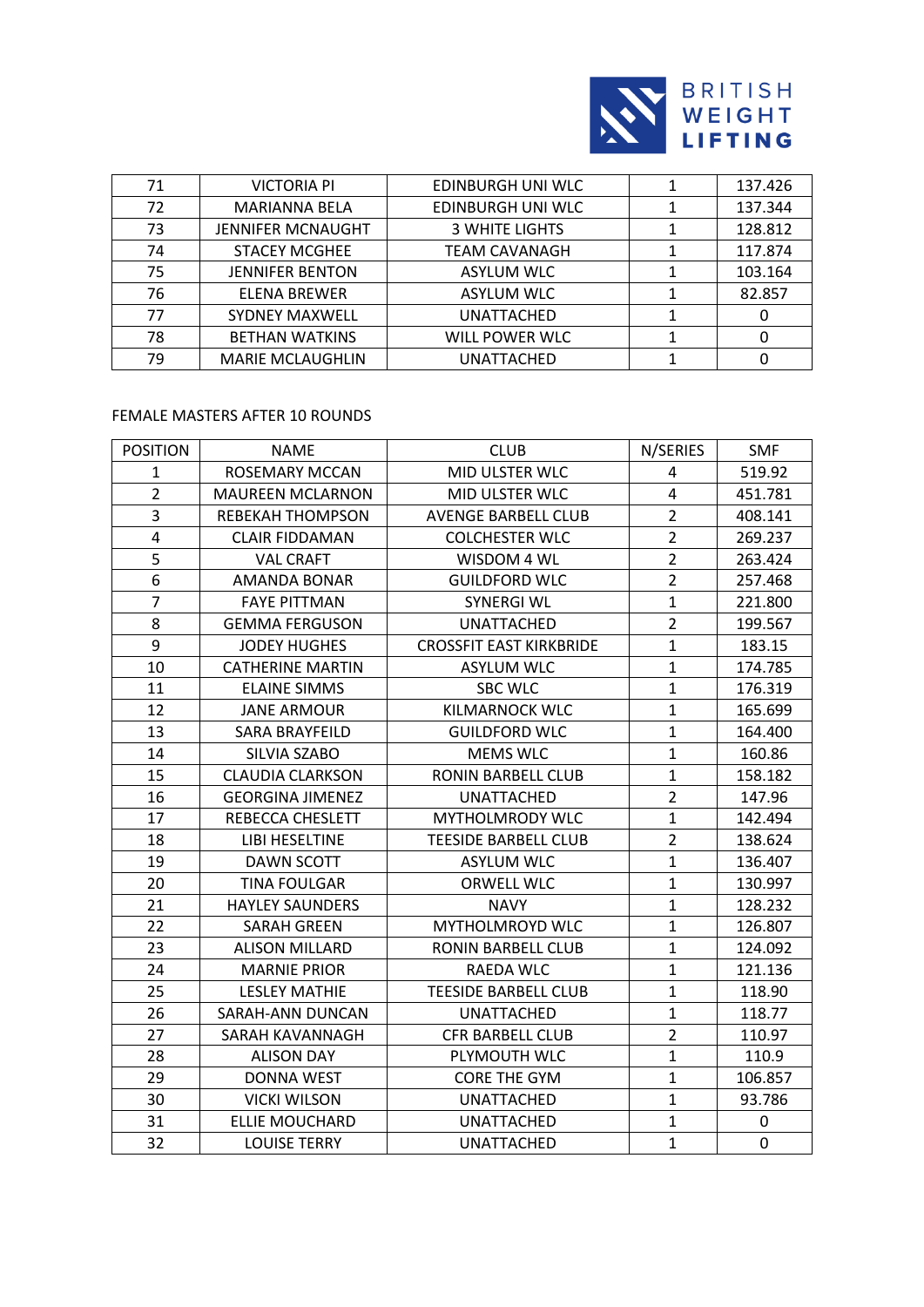| 71 | VICTORIA PI | EDINBURGH UNI WLC | 1 | 137.426 |
|---|---|---|---|---|
| 72 | MARIANNA BELA | EDINBURGH UNI WLC | 1 | 137.344 |
| 73 | JENNIFER MCNAUGHT | 3 WHITE LIGHTS | 1 | 128.812 |
| 74 | STACEY MCGHEE | TEAM CAVANAGH | 1 | 117.874 |
| 75 | JENNIFER BENTON | ASYLUM WLC | 1 | 103.164 |
| 76 | ELENA BREWER | ASYLUM WLC | 1 | 82.857 |
| 77 | SYDNEY MAXWELL | UNATTACHED | 1 | 0 |
| 78 | BETHAN WATKINS | WILL POWER WLC | 1 | 0 |
| 79 | MARIE MCLAUGHLIN | UNATTACHED | 1 | 0 |

FEMALE MASTERS AFTER 10 ROUNDS

| POSITION | NAME | CLUB | N/SERIES | SMF |
|---|---|---|---|---|
| 1 | ROSEMARY MCCAN | MID ULSTER WLC | 4 | 519.92 |
| 2 | MAUREEN MCLARNON | MID ULSTER WLC | 4 | 451.781 |
| 3 | REBEKAH THOMPSON | AVENGE BARBELL CLUB | 2 | 408.141 |
| 4 | CLAIR FIDDAMAN | COLCHESTER WLC | 2 | 269.237 |
| 5 | VAL CRAFT | WISDOM 4 WL | 2 | 263.424 |
| 6 | AMANDA BONAR | GUILDFORD WLC | 2 | 257.468 |
| 7 | FAYE PITTMAN | SYNERGI WL | 1 | 221.800 |
| 8 | GEMMA FERGUSON | UNATTACHED | 2 | 199.567 |
| 9 | JODEY HUGHES | CROSSFIT EAST KIRKBRIDE | 1 | 183.15 |
| 10 | CATHERINE MARTIN | ASYLUM WLC | 1 | 174.785 |
| 11 | ELAINE SIMMS | SBC WLC | 1 | 176.319 |
| 12 | JANE ARMOUR | KILMARNOCK WLC | 1 | 165.699 |
| 13 | SARA BRAYFEILD | GUILDFORD WLC | 1 | 164.400 |
| 14 | SILVIA SZABO | MEMS WLC | 1 | 160.86 |
| 15 | CLAUDIA CLARKSON | RONIN BARBELL CLUB | 1 | 158.182 |
| 16 | GEORGINA JIMENEZ | UNATTACHED | 2 | 147.96 |
| 17 | REBECCA CHESLETT | MYTHOLMRODY WLC | 1 | 142.494 |
| 18 | LIBI HESELTINE | TEESIDE BARBELL CLUB | 2 | 138.624 |
| 19 | DAWN SCOTT | ASYLUM WLC | 1 | 136.407 |
| 20 | TINA FOULGAR | ORWELL WLC | 1 | 130.997 |
| 21 | HAYLEY SAUNDERS | NAVY | 1 | 128.232 |
| 22 | SARAH GREEN | MYTHOLMROYD WLC | 1 | 126.807 |
| 23 | ALISON MILLARD | RONIN BARBELL CLUB | 1 | 124.092 |
| 24 | MARNIE PRIOR | RAEDA WLC | 1 | 121.136 |
| 25 | LESLEY MATHIE | TEESIDE BARBELL CLUB | 1 | 118.90 |
| 26 | SARAH-ANN DUNCAN | UNATTACHED | 1 | 118.77 |
| 27 | SARAH KAVANNAGH | CFR BARBELL CLUB | 2 | 110.97 |
| 28 | ALISON DAY | PLYMOUTH WLC | 1 | 110.9 |
| 29 | DONNA WEST | CORE THE GYM | 1 | 106.857 |
| 30 | VICKI WILSON | UNATTACHED | 1 | 93.786 |
| 31 | ELLIE MOUCHARD | UNATTACHED | 1 | 0 |
| 32 | LOUISE TERRY | UNATTACHED | 1 | 0 |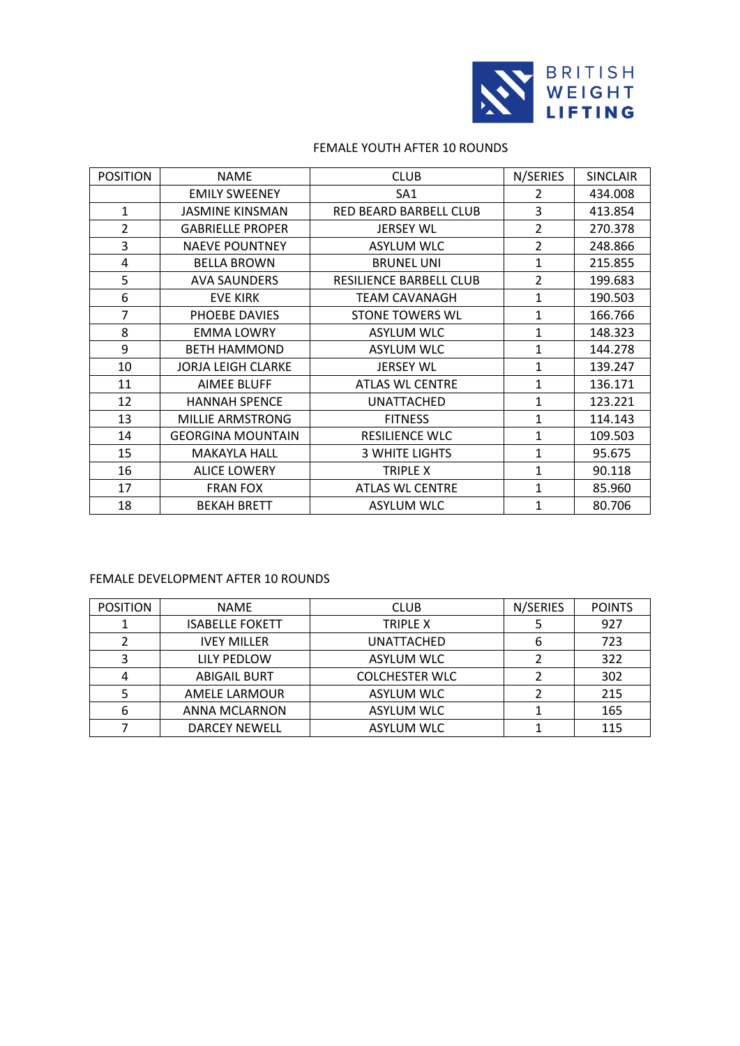BRITISH WEIGHT LIFTING

## FEMALE YOUTH AFTER 10 ROUNDS

| POSITION | NAME | CLUB | N/SERIES | SINCLAIR |
|---|---|---|---|---|
| | EMILY SWEENEY | SA1 | 2 | 434.008 |
| 1 | JASMINE KINSMAN | RED BEARD BARBELL CLUB | 3 | 413.854 |
| 2 | GABRIELLE PROPER | JERSEY WL | 2 | 270.378 |
| 3 | NAEVE POUNTNEY | ASYLUM WLC | 2 | 248.866 |
| 4 | BELLA BROWN | BRUNEL UNI | 1 | 215.855 |
| 5 | AVA SAUNDERS | RESILIENCE BARBELL CLUB | 2 | 199.683 |
| 6 | EVE KIRK | TEAM CAVANAGH | 1 | 190.503 |
| 7 | PHOEBE DAVIES | STONE TOWERS WL | 1 | 166.766 |
| 8 | EMMA LOWRY | ASYLUM WLC | 1 | 148.323 |
| 9 | BETH HAMMOND | ASYLUM WLC | 1 | 144.278 |
| 10 | JORJA LEIGH CLARKE | JERSEY WL | 1 | 139.247 |
| 11 | AIMEE BLUFF | ATLAS WL CENTRE | 1 | 136.171 |
| 12 | HANNAH SPENCE | UNATTACHED | 1 | 123.221 |
| 13 | MILLIE ARMSTRONG | FITNESS | 1 | 114.143 |
| 14 | GEORGINA MOUNTAIN | RESILIENCE WLC | 1 | 109.503 |
| 15 | MAKAYLA HALL | 3 WHITE LIGHTS | 1 | 95.675 |
| 16 | ALICE LOWERY | TRIPLE X | 1 | 90.118 |
| 17 | FRAN FOX | ATLAS WL CENTRE | 1 | 85.960 |
| 18 | BEKAH BRETT | ASYLUM WLC | 1 | 80.706 |

## FEMALE DEVELOPMENT AFTER 10 ROUNDS

| POSITION | NAME | CLUB | N/SERIES | POINTS |
|---|---|---|---|---|
| 1 | ISABELLE FOKETT | TRIPLE X | 5 | 927 |
| 2 | IVEY MILLER | UNATTACHED | 6 | 723 |
| 3 | LILY PEDLOW | ASYLUM WLC | 2 | 322 |
| 4 | ABIGAIL BURT | COLCHESTER WLC | 2 | 302 |
| 5 | AMELE LARMOUR | ASYLUM WLC | 2 | 215 |
| 6 | ANNA MCLARNON | ASYLUM WLC | 1 | 165 |
| 7 | DARCEY NEWELL | ASYLUM WLC | 1 | 115 |